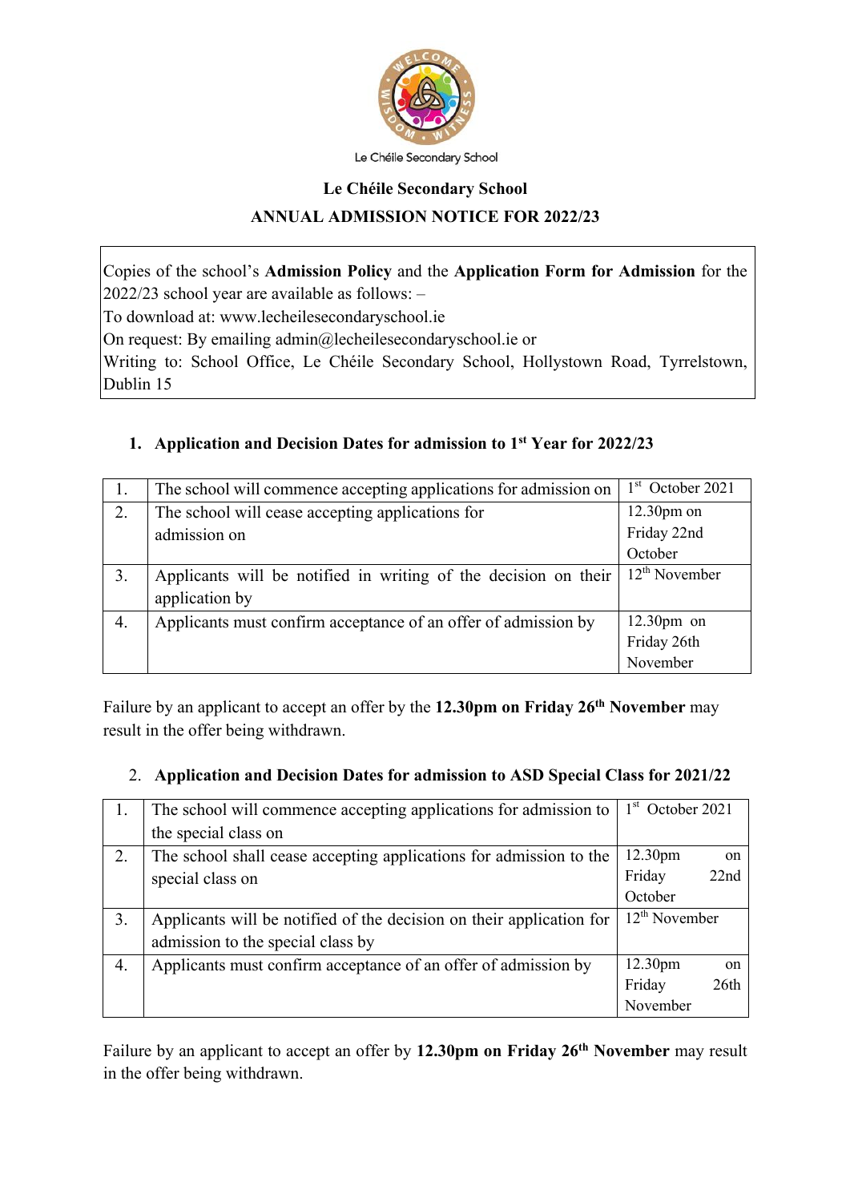Le Chéile Secondary School

# Le Chéile Secondary School

## ANNUAL ADMISSION NOTICE FOR 2022/23

Copies of the school's **Admission Policy** and the **Application Form for Admission** for the 2022/23 school year are available as follows: –
To download at: www.lecheilesecondaryschool.ie
On request: By emailing admin@lecheilesecondaryschool.ie or
Writing to: School Office, Le Chéile Secondary School, Hollystown Road, Tyrrelstown, Dublin 15

### 1. Application and Decision Dates for admission to 1st Year for 2022/23

| | | |
|---|---|---|
| 1. | The school will commence accepting applications for admission on | 1st October 2021 |
| 2. | The school will cease accepting applications for admission on | 12.30pm on Friday 22nd October |
| 3. | Applicants will be notified in writing of the decision on their application by | 12th November |
| 4. | Applicants must confirm acceptance of an offer of admission by | 12.30pm on Friday 26th November |

Failure by an applicant to accept an offer by the **12.30pm on Friday 26th November** may result in the offer being withdrawn.

### 2. Application and Decision Dates for admission to ASD Special Class for 2021/22

| | | |
|---|---|---|
| 1. | The school will commence accepting applications for admission to the special class on | 1st October 2021 |
| 2. | The school shall cease accepting applications for admission to the special class on | 12.30pm on Friday 22nd October |
| 3. | Applicants will be notified of the decision on their application for admission to the special class by | 12th November |
| 4. | Applicants must confirm acceptance of an offer of admission by | 12.30pm on Friday 26th November |

Failure by an applicant to accept an offer by **12.30pm on Friday 26th November** may result in the offer being withdrawn.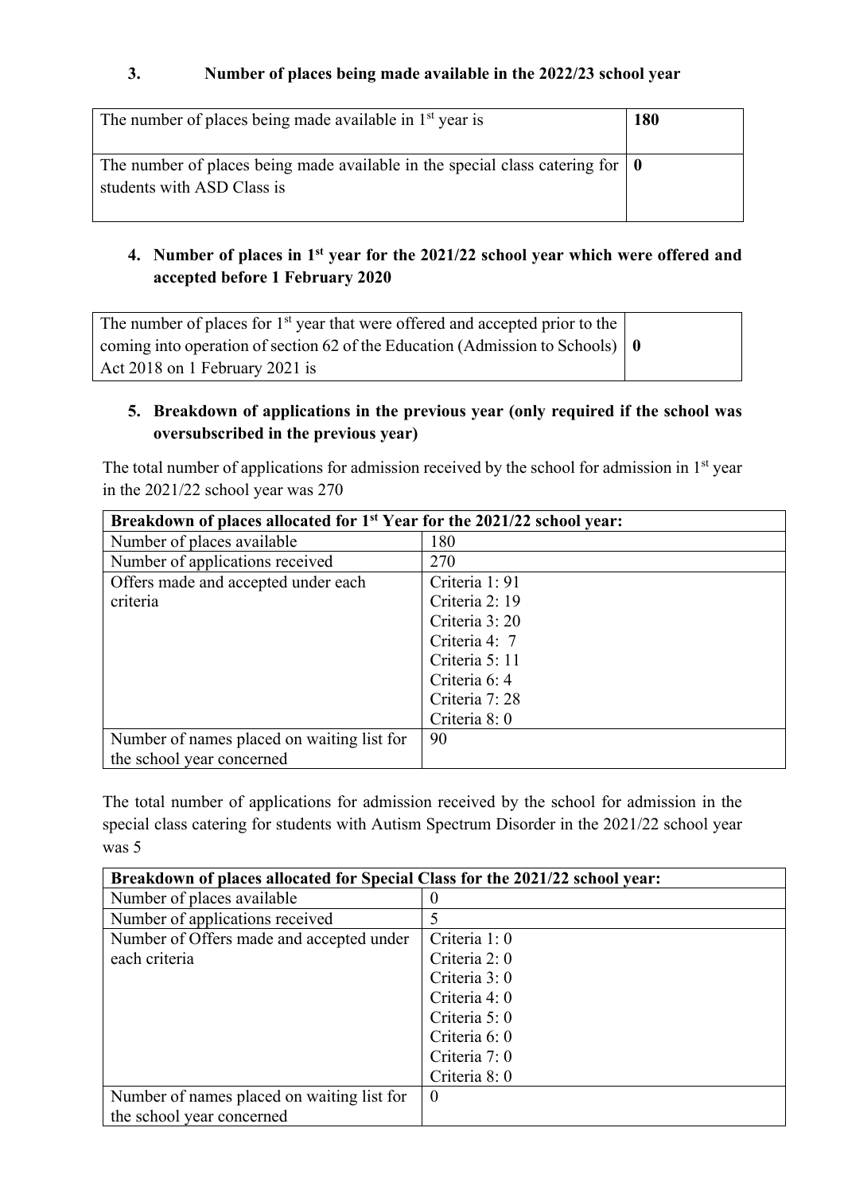### 3. Number of places being made available in the 2022/23 school year

| | |
|---|---|
| The number of places being made available in 1st year is | **180** |
| The number of places being made available in the special class catering for students with ASD Class is | **0** |

### 4. Number of places in 1st year for the 2021/22 school year which were offered and accepted before 1 February 2020

| | |
|---|---|
| The number of places for 1st year that were offered and accepted prior to the coming into operation of section 62 of the Education (Admission to Schools) Act 2018 on 1 February 2021 is | **0** |

### 5. Breakdown of applications in the previous year (only required if the school was oversubscribed in the previous year)

The total number of applications for admission received by the school for admission in 1st year in the 2021/22 school year was 270

| **Breakdown of places allocated for 1st Year for the 2021/22 school year:** | |
|---|---|
| Number of places available | 180 |
| Number of applications received | 270 |
| Offers made and accepted under each criteria | Criteria 1: 91<br>Criteria 2: 19<br>Criteria 3: 20<br>Criteria 4: 7<br>Criteria 5: 11<br>Criteria 6: 4<br>Criteria 7: 28<br>Criteria 8: 0 |
| Number of names placed on waiting list for the school year concerned | 90 |

The total number of applications for admission received by the school for admission in the special class catering for students with Autism Spectrum Disorder in the 2021/22 school year was 5

| **Breakdown of places allocated for Special Class for the 2021/22 school year:** | |
|---|---|
| Number of places available | 0 |
| Number of applications received | 5 |
| Number of Offers made and accepted under each criteria | Criteria 1: 0<br>Criteria 2: 0<br>Criteria 3: 0<br>Criteria 4: 0<br>Criteria 5: 0<br>Criteria 6: 0<br>Criteria 7: 0<br>Criteria 8: 0 |
| Number of names placed on waiting list for the school year concerned | 0 |